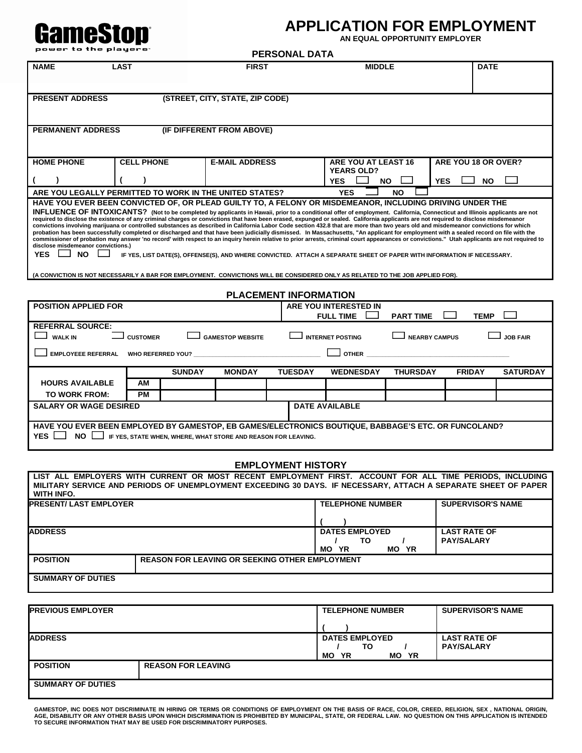GameStop
power to the players

# APPLICATION FOR EMPLOYMENT

**AN EQUAL OPPORTUNITY EMPLOYER**

## PERSONAL DATA

| NAME | LAST | FIRST | MIDDLE | DATE |
|---|---|---|---|---|
| | | | | |

**PRESENT ADDRESS** (STREET, CITY, STATE, ZIP CODE)

**PERMANENT ADDRESS** (IF DIFFERENT FROM ABOVE)

| HOME PHONE | CELL PHONE | E-MAIL ADDRESS | ARE YOU AT LEAST 16 YEARS OLD? | ARE YOU 18 OR OVER? |
|---|---|---|---|---|
| (   ) | (   ) | | YES ☐ NO ☐ | YES ☐ NO ☐ |

**ARE YOU LEGALLY PERMITTED TO WORK IN THE UNITED STATES?** YES ☐ NO ☐

**HAVE YOU EVER BEEN CONVICTED OF, OR PLEAD GUILTY TO, A FELONY OR MISDEMEANOR, INCLUDING DRIVING UNDER THE INFLUENCE OF INTOXICANTS?** (Not to be completed by applicants in Hawaii, prior to a conditional offer of employment. California, Connecticut and Illinois applicants are not required to disclose the existence of any criminal charges or convictions that have been erased, expunged or sealed. California applicants are not required to disclose misdemeanor convictions involving marijuana or controlled substances as described in California Labor Code section 432.8 that are more than two years old and misdemeanor convictions for which probation has been successfully completed or discharged and that have been judicially dismissed. In Massachusetts, "An applicant for employment with a sealed record on file with the commissioner of probation may answer 'no record' with respect to an inquiry herein relative to prior arrests, criminal court appearances or convictions." Utah applicants are not required to disclose misdemeanor convictions.)

YES ☐ NO ☐ IF YES, LIST DATE(S), OFFENSE(S), AND WHERE CONVICTED. ATTACH A SEPARATE SHEET OF PAPER WITH INFORMATION IF NECESSARY.

(A CONVICTION IS NOT NECESSARILY A BAR FOR EMPLOYMENT. CONVICTIONS WILL BE CONSIDERED ONLY AS RELATED TO THE JOB APPLIED FOR).

## PLACEMENT INFORMATION

**POSITION APPLIED FOR**

**ARE YOU INTERESTED IN** FULL TIME ☐ PART TIME ☐ TEMP ☐

**REFERRAL SOURCE:**

☐ WALK IN ☐ CUSTOMER ☐ GAMESTOP WEBSITE ☐ INTERNET POSTING ☐ NEARBY CAMPUS ☐ JOB FAIR

☐ EMPLOYEEE REFERRAL WHO REFERRED YOU? ____________ ☐ OTHER ____________

| | | SUNDAY | MONDAY | TUESDAY | WEDNESDAY | THURSDAY | FRIDAY | SATURDAY |
|---|---|---|---|---|---|---|---|---|
| HOURS AVAILABLE | AM | | | | | | | |
| TO WORK FROM: | PM | | | | | | | |

| SALARY OR WAGE DESIRED | DATE AVAILABLE |
|---|---|
| | |

**HAVE YOU EVER BEEN EMPLOYED BY GAMESTOP, EB GAMES/ELECTRONICS BOUTIQUE, BABBAGE'S ETC. OR FUNCOLAND?**

YES ☐ NO ☐ IF YES, STATE WHEN, WHERE, WHAT STORE AND REASON FOR LEAVING.

## EMPLOYMENT HISTORY

LIST ALL EMPLOYERS WITH CURRENT OR MOST RECENT EMPLOYMENT FIRST. ACCOUNT FOR ALL TIME PERIODS, INCLUDING MILITARY SERVICE AND PERIODS OF UNEMPLOYMENT EXCEEDING 30 DAYS. IF NECESSARY, ATTACH A SEPARATE SHEET OF PAPER WITH INFO.

| PRESENT/ LAST EMPLOYER | TELEPHONE NUMBER | SUPERVISOR'S NAME |
|---|---|---|
| | (   ) | |
| **ADDRESS** | **DATES EMPLOYED** / TO / MO YR MO YR | **LAST RATE OF PAY/SALARY** |

| POSITION | REASON FOR LEAVING OR SEEKING OTHER EMPLOYMENT |
|---|---|
| | |

**SUMMARY OF DUTIES**

| PREVIOUS EMPLOYER | TELEPHONE NUMBER | SUPERVISOR'S NAME |
|---|---|---|
| | (   ) | |
| **ADDRESS** | **DATES EMPLOYED** / TO / MO YR MO YR | **LAST RATE OF PAY/SALARY** |

| POSITION | REASON FOR LEAVING |
|---|---|
| | |

**SUMMARY OF DUTIES**

GAMESTOP, INC DOES NOT DISCRIMINATE IN HIRING OR TERMS OR CONDITIONS OF EMPLOYMENT ON THE BASIS OF RACE, COLOR, CREED, RELIGION, SEX , NATIONAL ORIGIN, AGE, DISABILITY OR ANY OTHER BASIS UPON WHICH DISCRIMINATION IS PROHIBITED BY MUNICIPAL, STATE, OR FEDERAL LAW. NO QUESTION ON THIS APPLICATION IS INTENDED TO SECURE INFORMATION THAT MAY BE USED FOR DISCRIMINATORY PURPOSES.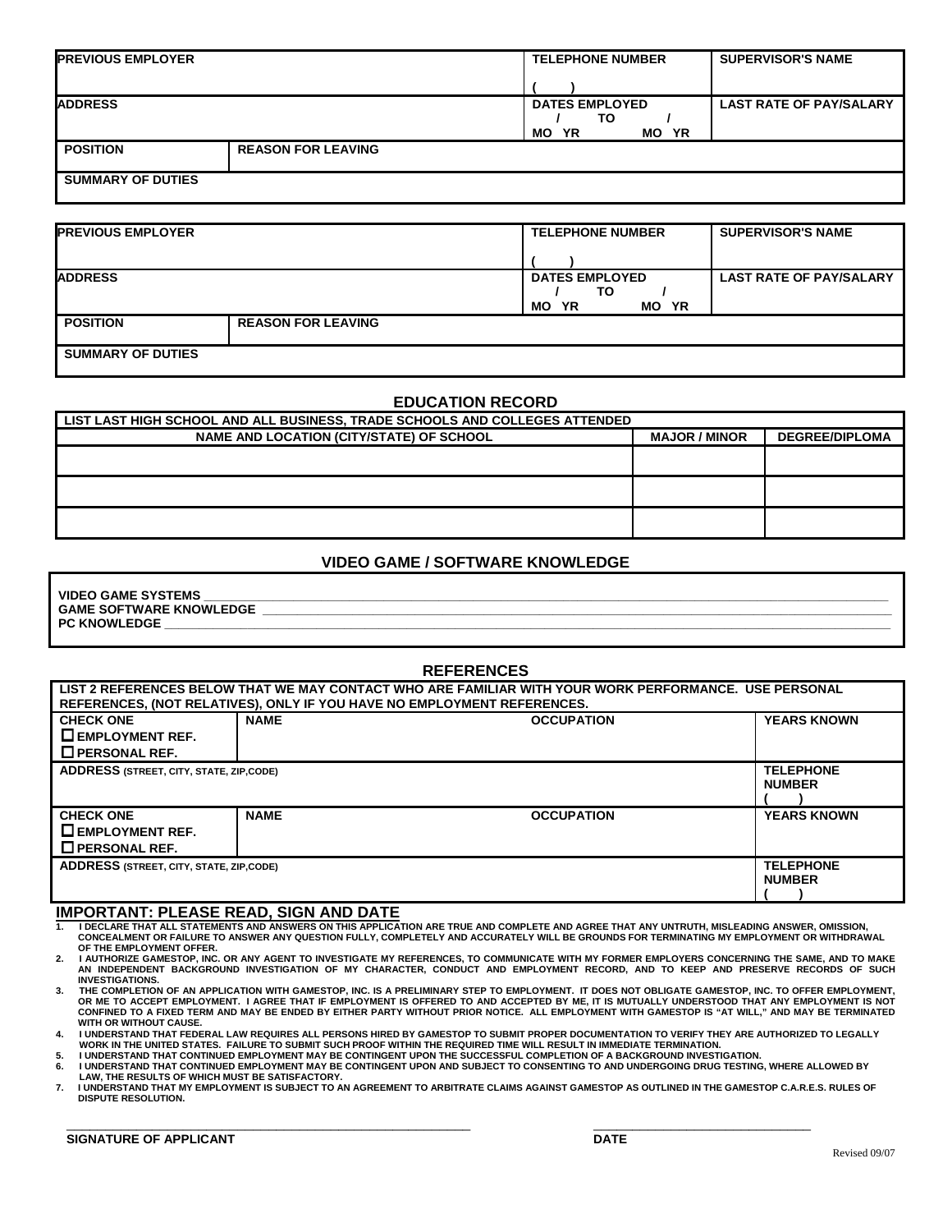| PREVIOUS EMPLOYER | | TELEPHONE NUMBER | SUPERVISOR'S NAME |
|---|---|---|---|
| | | (   ) | |
| ADDRESS | | DATES EMPLOYED<br>/ TO /<br>MO YR MO YR | LAST RATE OF PAY/SALARY |
| POSITION | REASON FOR LEAVING | | |
| SUMMARY OF DUTIES | | | |

| PREVIOUS EMPLOYER | | TELEPHONE NUMBER | SUPERVISOR'S NAME |
|---|---|---|---|
| | | (   ) | |
| ADDRESS | | DATES EMPLOYED<br>/ TO /<br>MO YR MO YR | LAST RATE OF PAY/SALARY |
| POSITION | REASON FOR LEAVING | | |
| SUMMARY OF DUTIES | | | |

## EDUCATION RECORD

| LIST LAST HIGH SCHOOL AND ALL BUSINESS, TRADE SCHOOLS AND COLLEGES ATTENDED | | |
|---|---|---|
| NAME AND LOCATION (CITY/STATE) OF SCHOOL | MAJOR / MINOR | DEGREE/DIPLOMA |
| | | |
| | | |
| | | |

## VIDEO GAME / SOFTWARE KNOWLEDGE

VIDEO GAME SYSTEMS ____________________

GAME SOFTWARE KNOWLEDGE ____________________

PC KNOWLEDGE ____________________

## REFERENCES

| LIST 2 REFERENCES BELOW THAT WE MAY CONTACT WHO ARE FAMILIAR WITH YOUR WORK PERFORMANCE. USE PERSONAL REFERENCES, (NOT RELATIVES), ONLY IF YOU HAVE NO EMPLOYMENT REFERENCES. | | | |
|---|---|---|---|
| CHECK ONE<br>☐ EMPLOYMENT REF.<br>☐ PERSONAL REF. | NAME | OCCUPATION | YEARS KNOWN |
| ADDRESS (STREET, CITY, STATE, ZIP,CODE) | | | TELEPHONE NUMBER<br>(   ) |
| CHECK ONE<br>☐ EMPLOYMENT REF.<br>☐ PERSONAL REF. | NAME | OCCUPATION | YEARS KNOWN |
| ADDRESS (STREET, CITY, STATE, ZIP,CODE) | | | TELEPHONE NUMBER<br>(   ) |

## IMPORTANT: PLEASE READ, SIGN AND DATE

1. I DECLARE THAT ALL STATEMENTS AND ANSWERS ON THIS APPLICATION ARE TRUE AND COMPLETE AND AGREE THAT ANY UNTRUTH, MISLEADING ANSWER, OMISSION, CONCEALMENT OR FAILURE TO ANSWER ANY QUESTION FULLY, COMPLETELY AND ACCURATELY WILL BE GROUNDS FOR TERMINATING MY EMPLOYMENT OR WITHDRAWAL OF THE EMPLOYMENT OFFER.
2. I AUTHORIZE GAMESTOP, INC. OR ANY AGENT TO INVESTIGATE MY REFERENCES, TO COMMUNICATE WITH MY FORMER EMPLOYERS CONCERNING THE SAME, AND TO MAKE AN INDEPENDENT BACKGROUND INVESTIGATION OF MY CHARACTER, CONDUCT AND EMPLOYMENT RECORD, AND TO KEEP AND PRESERVE RECORDS OF SUCH INVESTIGATIONS.
3. THE COMPLETION OF AN APPLICATION WITH GAMESTOP, INC. IS A PRELIMINARY STEP TO EMPLOYMENT. IT DOES NOT OBLIGATE GAMESTOP, INC. TO OFFER EMPLOYMENT, OR ME TO ACCEPT EMPLOYMENT. I AGREE THAT IF EMPLOYMENT IS OFFERED TO AND ACCEPTED BY ME, IT IS MUTUALLY UNDERSTOOD THAT ANY EMPLOYMENT IS NOT CONFINED TO A FIXED TERM AND MAY BE ENDED BY EITHER PARTY WITHOUT PRIOR NOTICE. ALL EMPLOYMENT WITH GAMESTOP IS "AT WILL," AND MAY BE TERMINATED WITH OR WITHOUT CAUSE.
4. I UNDERSTAND THAT FEDERAL LAW REQUIRES ALL PERSONS HIRED BY GAMESTOP TO SUBMIT PROPER DOCUMENTATION TO VERIFY THEY ARE AUTHORIZED TO LEGALLY WORK IN THE UNITED STATES. FAILURE TO SUBMIT SUCH PROOF WITHIN THE REQUIRED TIME WILL RESULT IN IMMEDIATE TERMINATION.
5. I UNDERSTAND THAT CONTINUED EMPLOYMENT MAY BE CONTINGENT UPON THE SUCCESSFUL COMPLETION OF A BACKGROUND INVESTIGATION.
6. I UNDERSTAND THAT CONTINUED EMPLOYMENT MAY BE CONTINGENT UPON AND SUBJECT TO CONSENTING TO AND UNDERGOING DRUG TESTING, WHERE ALLOWED BY LAW, THE RESULTS OF WHICH MUST BE SATISFACTORY.
7. I UNDERSTAND THAT MY EMPLOYMENT IS SUBJECT TO AN AGREEMENT TO ARBITRATE CLAIMS AGAINST GAMESTOP AS OUTLINED IN THE GAMESTOP C.A.R.E.S. RULES OF DISPUTE RESOLUTION.

____________________________________ ____________________

SIGNATURE OF APPLICANT DATE

Revised 09/07